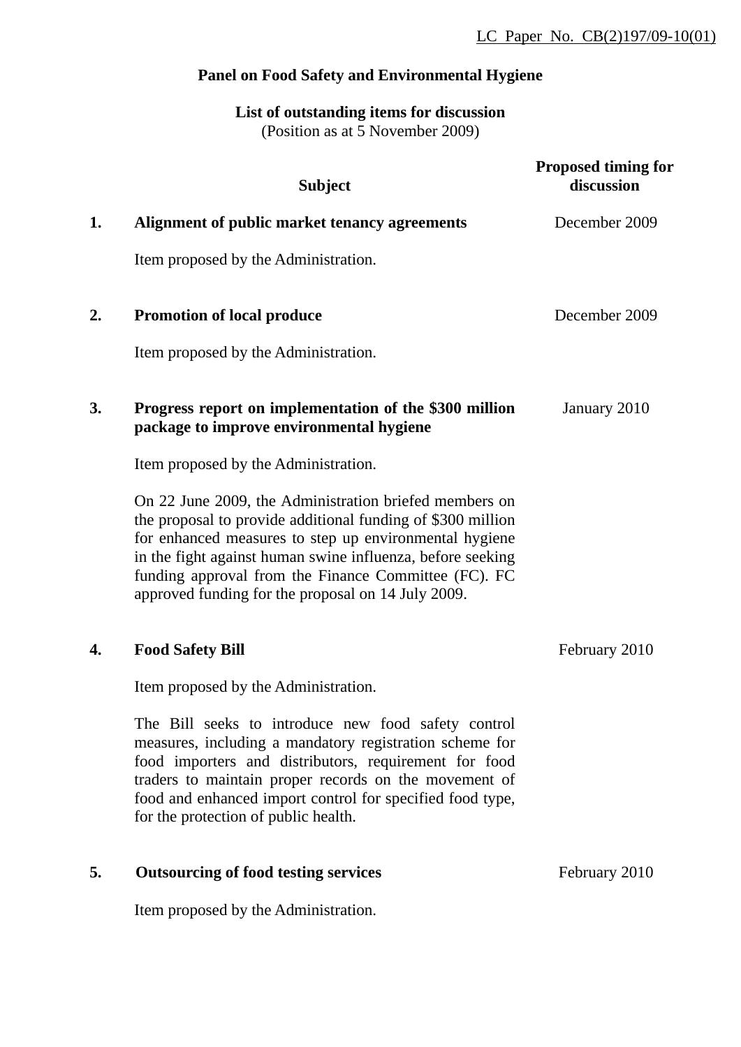LC Paper No. CB(2)197/09-10(01)

**Panel on Food Safety and Environmental Hygiene**

**List of outstanding items for discussion**
(Position as at 5 November 2009)

| | Subject | Proposed timing for discussion |
|---|---|---|
| **1.** | **Alignment of public market tenancy agreements**<br><br>Item proposed by the Administration. | December 2009 |
| **2.** | **Promotion of local produce**<br><br>Item proposed by the Administration. | December 2009 |
| **3.** | **Progress report on implementation of the $300 million package to improve environmental hygiene**<br><br>Item proposed by the Administration.<br><br>On 22 June 2009, the Administration briefed members on the proposal to provide additional funding of $300 million for enhanced measures to step up environmental hygiene in the fight against human swine influenza, before seeking funding approval from the Finance Committee (FC). FC approved funding for the proposal on 14 July 2009. | January 2010 |
| **4.** | **Food Safety Bill**<br><br>Item proposed by the Administration.<br><br>The Bill seeks to introduce new food safety control measures, including a mandatory registration scheme for food importers and distributors, requirement for food traders to maintain proper records on the movement of food and enhanced import control for specified food type, for the protection of public health. | February 2010 |
| **5.** | **Outsourcing of food testing services**<br><br>Item proposed by the Administration. | February 2010 |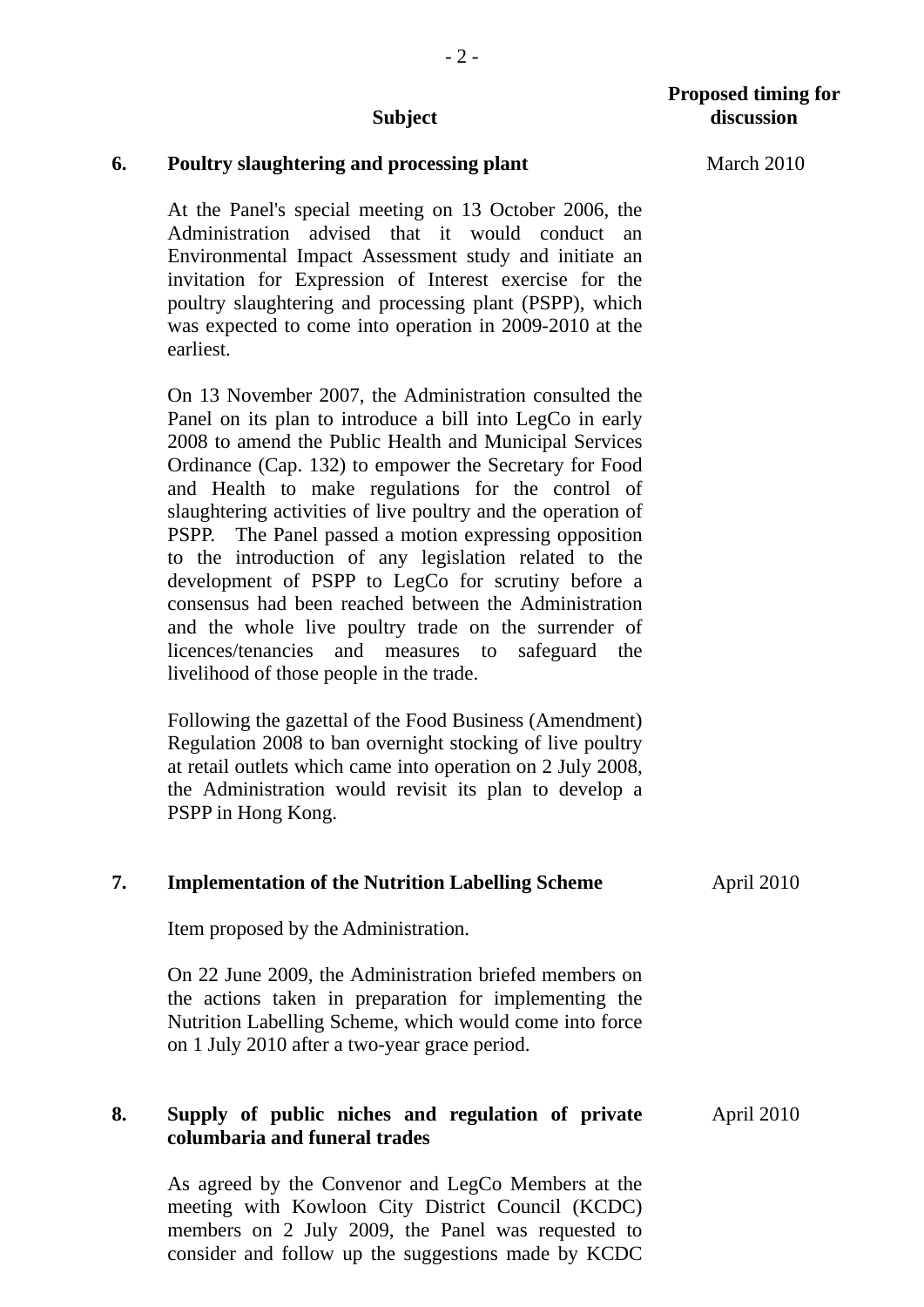| | Subject | Proposed timing for discussion |
|---|---|---|
| 6. | **Poultry slaughtering and processing plant** | March 2010 |
| | At the Panel's special meeting on 13 October 2006, the Administration advised that it would conduct an Environmental Impact Assessment study and initiate an invitation for Expression of Interest exercise for the poultry slaughtering and processing plant (PSPP), which was expected to come into operation in 2009-2010 at the earliest. | |
| | On 13 November 2007, the Administration consulted the Panel on its plan to introduce a bill into LegCo in early 2008 to amend the Public Health and Municipal Services Ordinance (Cap. 132) to empower the Secretary for Food and Health to make regulations for the control of slaughtering activities of live poultry and the operation of PSPP. The Panel passed a motion expressing opposition to the introduction of any legislation related to the development of PSPP to LegCo for scrutiny before a consensus had been reached between the Administration and the whole live poultry trade on the surrender of licences/tenancies and measures to safeguard the livelihood of those people in the trade. | |
| | Following the gazettal of the Food Business (Amendment) Regulation 2008 to ban overnight stocking of live poultry at retail outlets which came into operation on 2 July 2008, the Administration would revisit its plan to develop a PSPP in Hong Kong. | |
| 7. | **Implementation of the Nutrition Labelling Scheme** | April 2010 |
| | Item proposed by the Administration. | |
| | On 22 June 2009, the Administration briefed members on the actions taken in preparation for implementing the Nutrition Labelling Scheme, which would come into force on 1 July 2010 after a two-year grace period. | |
| 8. | **Supply of public niches and regulation of private columbaria and funeral trades** | April 2010 |
| | As agreed by the Convenor and LegCo Members at the meeting with Kowloon City District Council (KCDC) members on 2 July 2009, the Panel was requested to consider and follow up the suggestions made by KCDC | |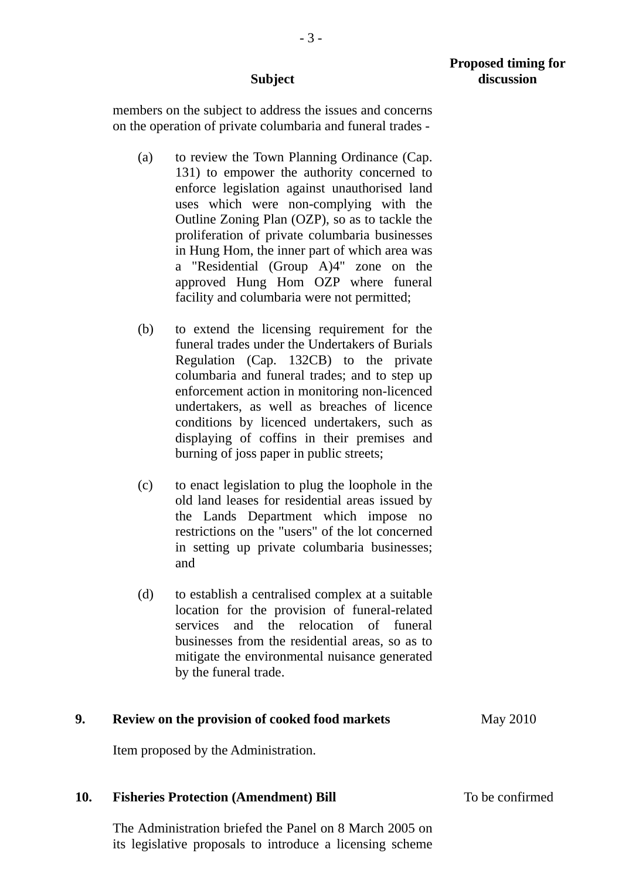| | Subject | Proposed timing for discussion |
|---|---|---|
| | members on the subject to address the issues and concerns on the operation of private columbaria and funeral trades -<br><br>(a) to review the Town Planning Ordinance (Cap. 131) to empower the authority concerned to enforce legislation against unauthorised land uses which were non-complying with the Outline Zoning Plan (OZP), so as to tackle the proliferation of private columbaria businesses in Hung Hom, the inner part of which area was a "Residential (Group A)4" zone on the approved Hung Hom OZP where funeral facility and columbaria were not permitted;<br><br>(b) to extend the licensing requirement for the funeral trades under the Undertakers of Burials Regulation (Cap. 132CB) to the private columbaria and funeral trades; and to step up enforcement action in monitoring non-licenced undertakers, as well as breaches of licence conditions by licenced undertakers, such as displaying of coffins in their premises and burning of joss paper in public streets;<br><br>(c) to enact legislation to plug the loophole in the old land leases for residential areas issued by the Lands Department which impose no restrictions on the "users" of the lot concerned in setting up private columbaria businesses; and<br><br>(d) to establish a centralised complex at a suitable location for the provision of funeral-related services and the relocation of funeral businesses from the residential areas, so as to mitigate the environmental nuisance generated by the funeral trade. | |
| **9.** | **Review on the provision of cooked food markets**<br><br>Item proposed by the Administration. | May 2010 |
| **10.** | **Fisheries Protection (Amendment) Bill**<br><br>The Administration briefed the Panel on 8 March 2005 on its legislative proposals to introduce a licensing scheme | To be confirmed |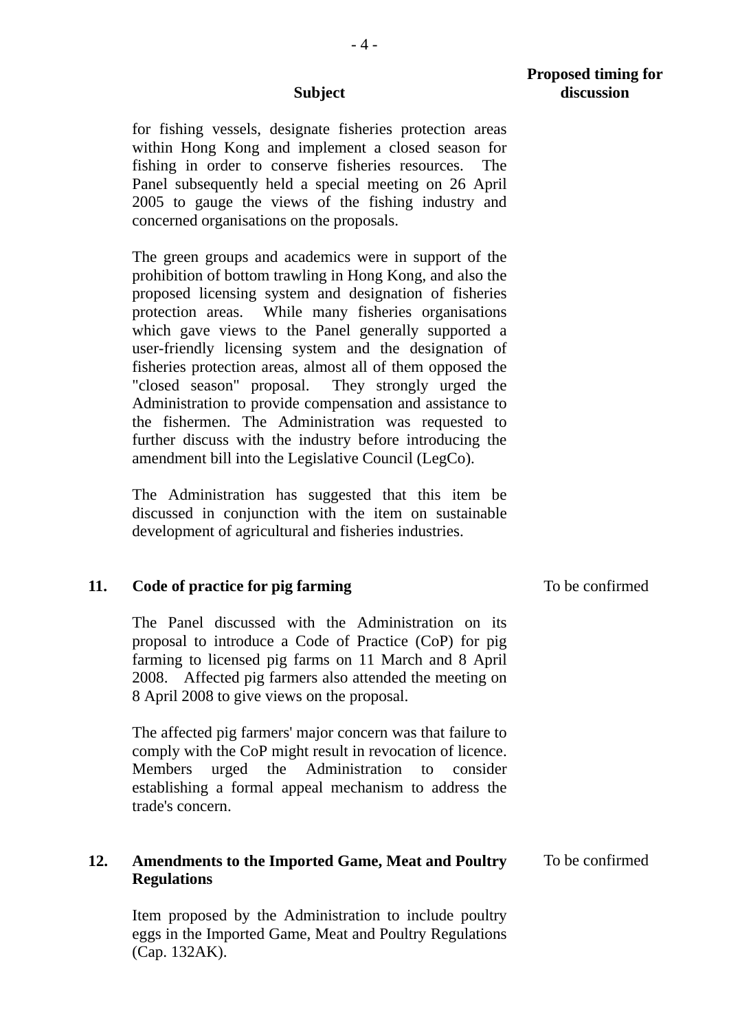| | Subject | Proposed timing for discussion |
|---|---|---|
| | for fishing vessels, designate fisheries protection areas within Hong Kong and implement a closed season for fishing in order to conserve fisheries resources. The Panel subsequently held a special meeting on 26 April 2005 to gauge the views of the fishing industry and concerned organisations on the proposals.<br><br>The green groups and academics were in support of the prohibition of bottom trawling in Hong Kong, and also the proposed licensing system and designation of fisheries protection areas. While many fisheries organisations which gave views to the Panel generally supported a user-friendly licensing system and the designation of fisheries protection areas, almost all of them opposed the "closed season" proposal. They strongly urged the Administration to provide compensation and assistance to the fishermen. The Administration was requested to further discuss with the industry before introducing the amendment bill into the Legislative Council (LegCo).<br><br>The Administration has suggested that this item be discussed in conjunction with the item on sustainable development of agricultural and fisheries industries. | |
| **11.** | **Code of practice for pig farming**<br><br>The Panel discussed with the Administration on its proposal to introduce a Code of Practice (CoP) for pig farming to licensed pig farms on 11 March and 8 April 2008. Affected pig farmers also attended the meeting on 8 April 2008 to give views on the proposal.<br><br>The affected pig farmers' major concern was that failure to comply with the CoP might result in revocation of licence. Members urged the Administration to consider establishing a formal appeal mechanism to address the trade's concern. | To be confirmed |
| **12.** | **Amendments to the Imported Game, Meat and Poultry Regulations**<br><br>Item proposed by the Administration to include poultry eggs in the Imported Game, Meat and Poultry Regulations (Cap. 132AK). | To be confirmed |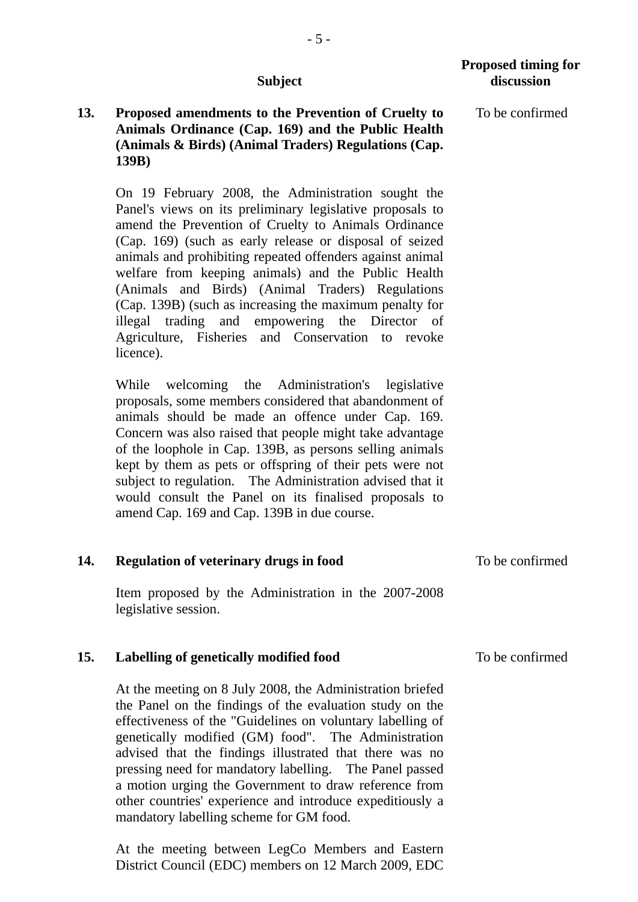| | Subject | Proposed timing for discussion |
|---|---|---|
| **13.** | **Proposed amendments to the Prevention of Cruelty to Animals Ordinance (Cap. 169) and the Public Health (Animals & Birds) (Animal Traders) Regulations (Cap. 139B)** | To be confirmed |

On 19 February 2008, the Administration sought the Panel's views on its preliminary legislative proposals to amend the Prevention of Cruelty to Animals Ordinance (Cap. 169) (such as early release or disposal of seized animals and prohibiting repeated offenders against animal welfare from keeping animals) and the Public Health (Animals and Birds) (Animal Traders) Regulations (Cap. 139B) (such as increasing the maximum penalty for illegal trading and empowering the Director of Agriculture, Fisheries and Conservation to revoke licence).

While welcoming the Administration's legislative proposals, some members considered that abandonment of animals should be made an offence under Cap. 169. Concern was also raised that people might take advantage of the loophole in Cap. 139B, as persons selling animals kept by them as pets or offspring of their pets were not subject to regulation. The Administration advised that it would consult the Panel on its finalised proposals to amend Cap. 169 and Cap. 139B in due course.

| | | |
|---|---|---|
| **14.** | **Regulation of veterinary drugs in food** | To be confirmed |

Item proposed by the Administration in the 2007-2008 legislative session.

| | | |
|---|---|---|
| **15.** | **Labelling of genetically modified food** | To be confirmed |

At the meeting on 8 July 2008, the Administration briefed the Panel on the findings of the evaluation study on the effectiveness of the "Guidelines on voluntary labelling of genetically modified (GM) food". The Administration advised that the findings illustrated that there was no pressing need for mandatory labelling. The Panel passed a motion urging the Government to draw reference from other countries' experience and introduce expeditiously a mandatory labelling scheme for GM food.

At the meeting between LegCo Members and Eastern District Council (EDC) members on 12 March 2009, EDC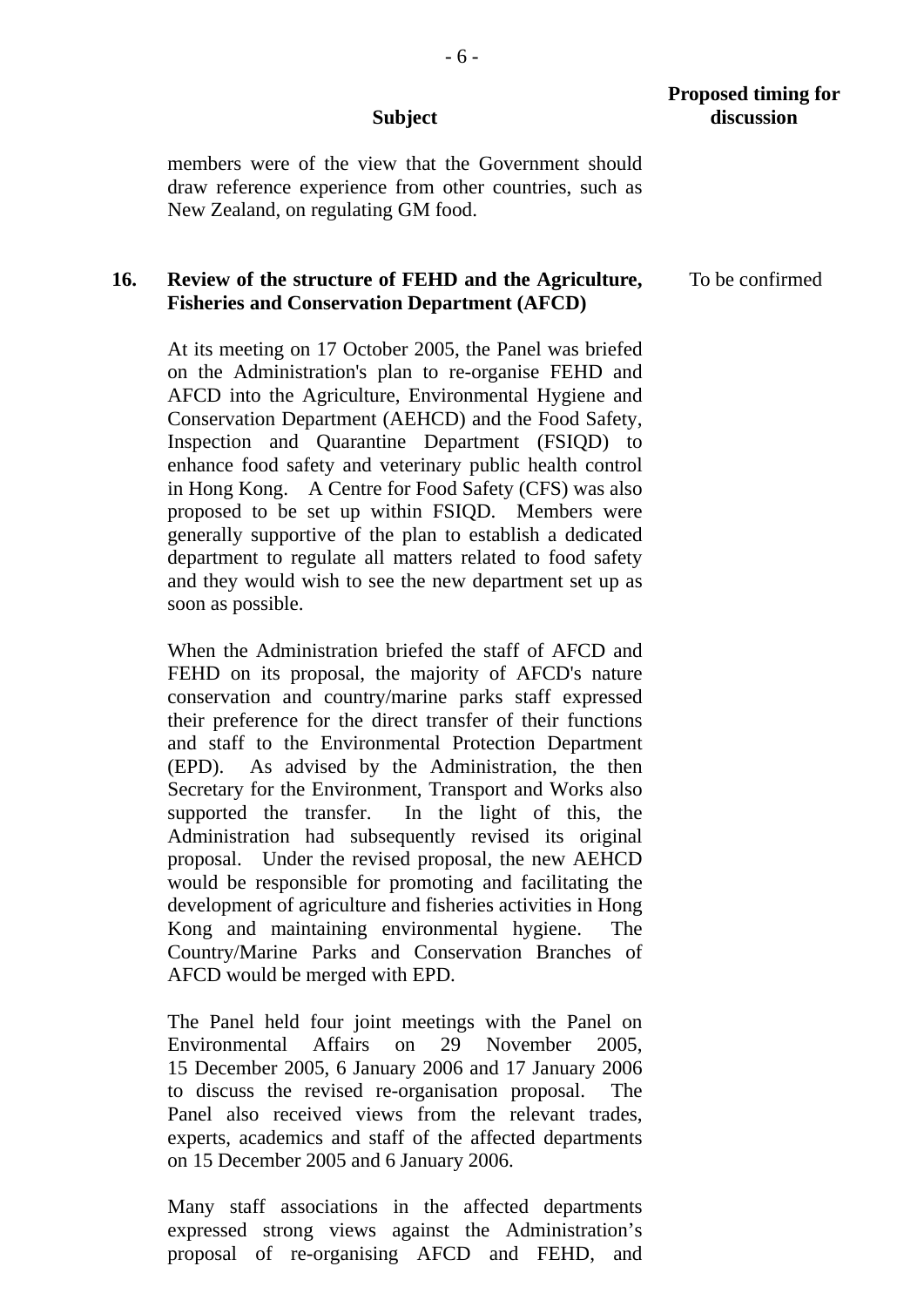| | Subject | Proposed timing for discussion |
|---|---|---|
| | members were of the view that the Government should draw reference experience from other countries, such as New Zealand, on regulating GM food. | |
| **16.** | **Review of the structure of FEHD and the Agriculture, Fisheries and Conservation Department (AFCD)**<br><br>At its meeting on 17 October 2005, the Panel was briefed on the Administration's plan to re-organise FEHD and AFCD into the Agriculture, Environmental Hygiene and Conservation Department (AEHCD) and the Food Safety, Inspection and Quarantine Department (FSIQD) to enhance food safety and veterinary public health control in Hong Kong. A Centre for Food Safety (CFS) was also proposed to be set up within FSIQD. Members were generally supportive of the plan to establish a dedicated department to regulate all matters related to food safety and they would wish to see the new department set up as soon as possible.<br><br>When the Administration briefed the staff of AFCD and FEHD on its proposal, the majority of AFCD's nature conservation and country/marine parks staff expressed their preference for the direct transfer of their functions and staff to the Environmental Protection Department (EPD). As advised by the Administration, the then Secretary for the Environment, Transport and Works also supported the transfer. In the light of this, the Administration had subsequently revised its original proposal. Under the revised proposal, the new AEHCD would be responsible for promoting and facilitating the development of agriculture and fisheries activities in Hong Kong and maintaining environmental hygiene. The Country/Marine Parks and Conservation Branches of AFCD would be merged with EPD.<br><br>The Panel held four joint meetings with the Panel on Environmental Affairs on 29 November 2005, 15 December 2005, 6 January 2006 and 17 January 2006 to discuss the revised re-organisation proposal. The Panel also received views from the relevant trades, experts, academics and staff of the affected departments on 15 December 2005 and 6 January 2006.<br><br>Many staff associations in the affected departments expressed strong views against the Administration's proposal of re-organising AFCD and FEHD, and | To be confirmed |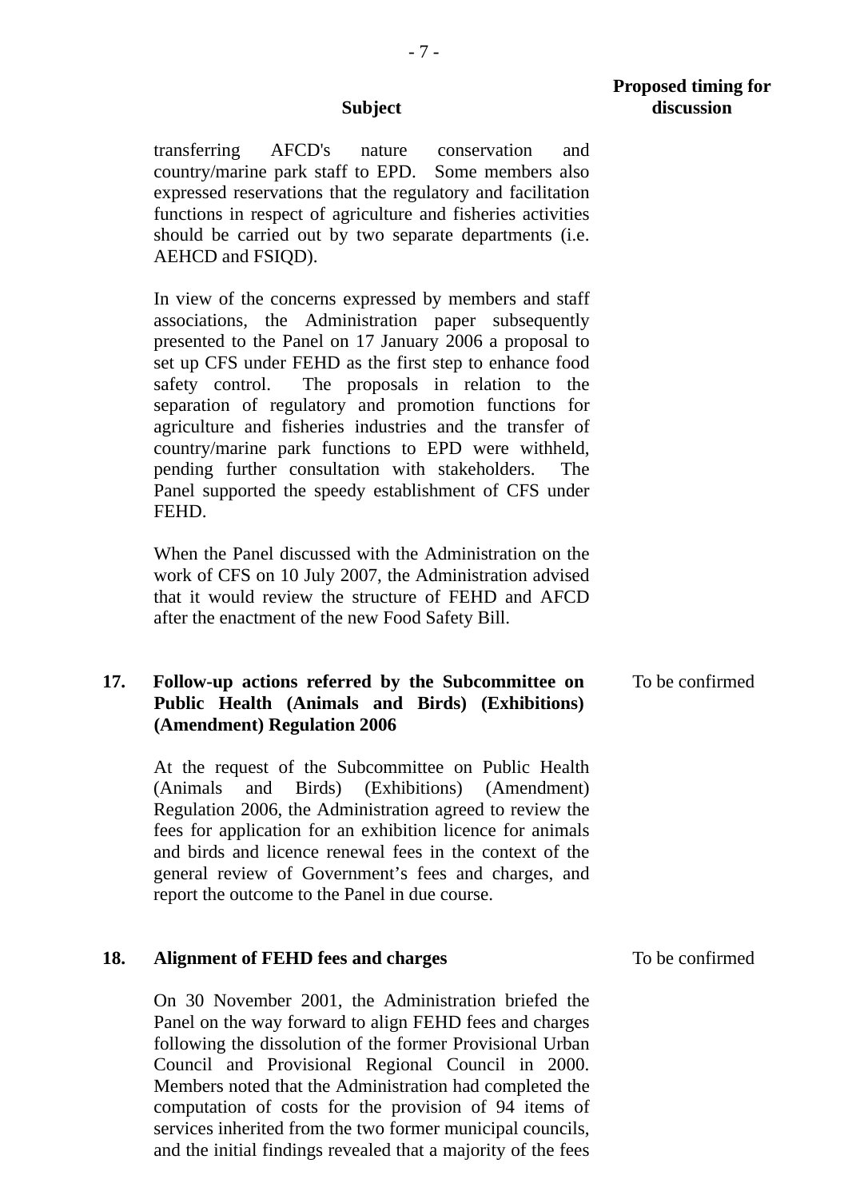| | Subject | Proposed timing for discussion |
|---|---|---|
| | transferring AFCD's nature conservation and country/marine park staff to EPD. Some members also expressed reservations that the regulatory and facilitation functions in respect of agriculture and fisheries activities should be carried out by two separate departments (i.e. AEHCD and FSIQD).<br><br>In view of the concerns expressed by members and staff associations, the Administration paper subsequently presented to the Panel on 17 January 2006 a proposal to set up CFS under FEHD as the first step to enhance food safety control. The proposals in relation to the separation of regulatory and promotion functions for agriculture and fisheries industries and the transfer of country/marine park functions to EPD were withheld, pending further consultation with stakeholders. The Panel supported the speedy establishment of CFS under FEHD.<br><br>When the Panel discussed with the Administration on the work of CFS on 10 July 2007, the Administration advised that it would review the structure of FEHD and AFCD after the enactment of the new Food Safety Bill. | |
| **17.** | **Follow-up actions referred by the Subcommittee on Public Health (Animals and Birds) (Exhibitions) (Amendment) Regulation 2006**<br><br>At the request of the Subcommittee on Public Health (Animals and Birds) (Exhibitions) (Amendment) Regulation 2006, the Administration agreed to review the fees for application for an exhibition licence for animals and birds and licence renewal fees in the context of the general review of Government's fees and charges, and report the outcome to the Panel in due course. | To be confirmed |
| **18.** | **Alignment of FEHD fees and charges**<br><br>On 30 November 2001, the Administration briefed the Panel on the way forward to align FEHD fees and charges following the dissolution of the former Provisional Urban Council and Provisional Regional Council in 2000. Members noted that the Administration had completed the computation of costs for the provision of 94 items of services inherited from the two former municipal councils, and the initial findings revealed that a majority of the fees | To be confirmed |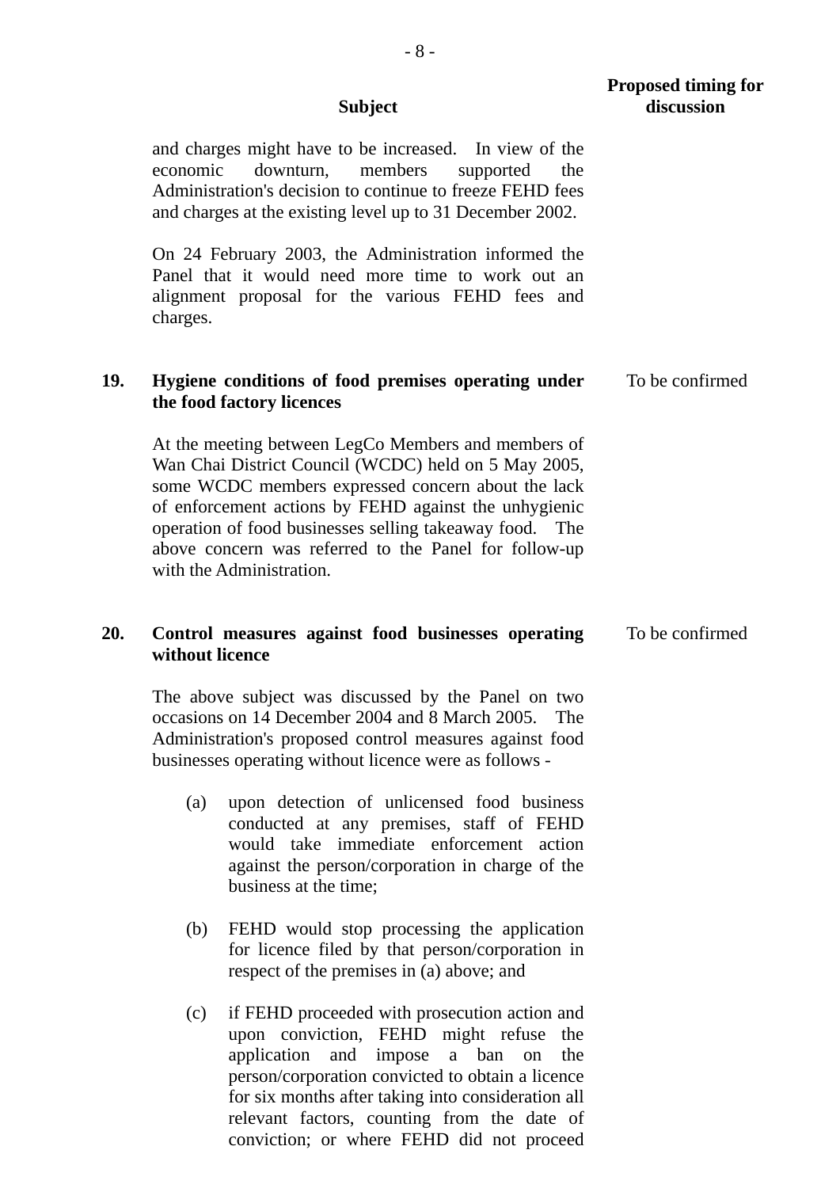| | Subject | Proposed timing for discussion |
|---|---|---|
| | and charges might have to be increased. In view of the economic downturn, members supported the Administration's decision to continue to freeze FEHD fees and charges at the existing level up to 31 December 2002.<br><br>On 24 February 2003, the Administration informed the Panel that it would need more time to work out an alignment proposal for the various FEHD fees and charges. | |
| **19.** | **Hygiene conditions of food premises operating under the food factory licences**<br><br>At the meeting between LegCo Members and members of Wan Chai District Council (WCDC) held on 5 May 2005, some WCDC members expressed concern about the lack of enforcement actions by FEHD against the unhygienic operation of food businesses selling takeaway food. The above concern was referred to the Panel for follow-up with the Administration. | To be confirmed |
| **20.** | **Control measures against food businesses operating without licence**<br><br>The above subject was discussed by the Panel on two occasions on 14 December 2004 and 8 March 2005. The Administration's proposed control measures against food businesses operating without licence were as follows -<br><br>(a) upon detection of unlicensed food business conducted at any premises, staff of FEHD would take immediate enforcement action against the person/corporation in charge of the business at the time;<br><br>(b) FEHD would stop processing the application for licence filed by that person/corporation in respect of the premises in (a) above; and<br><br>(c) if FEHD proceeded with prosecution action and upon conviction, FEHD might refuse the application and impose a ban on the person/corporation convicted to obtain a licence for six months after taking into consideration all relevant factors, counting from the date of conviction; or where FEHD did not proceed | To be confirmed |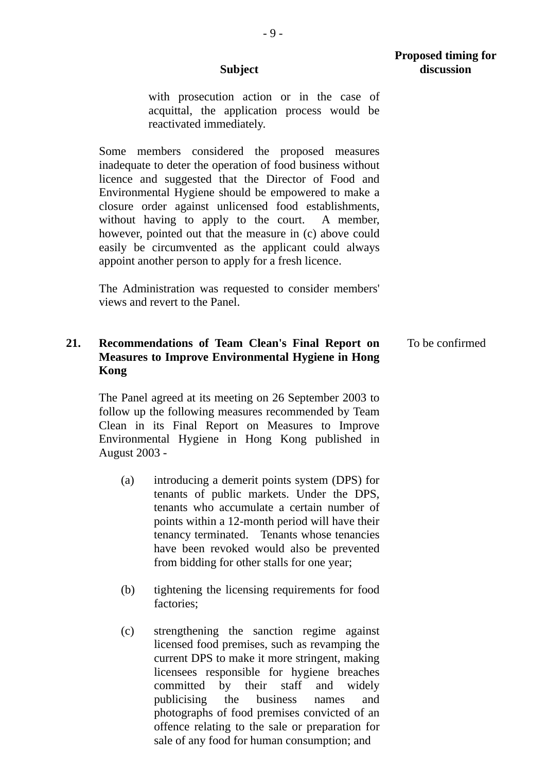| | Subject | Proposed timing for discussion |
|---|---|---|
| | with prosecution action or in the case of acquittal, the application process would be reactivated immediately.<br><br>Some members considered the proposed measures inadequate to deter the operation of food business without licence and suggested that the Director of Food and Environmental Hygiene should be empowered to make a closure order against unlicensed food establishments, without having to apply to the court. A member, however, pointed out that the measure in (c) above could easily be circumvented as the applicant could always appoint another person to apply for a fresh licence.<br><br>The Administration was requested to consider members' views and revert to the Panel. | |
| **21.** | **Recommendations of Team Clean's Final Report on Measures to Improve Environmental Hygiene in Hong Kong**<br><br>The Panel agreed at its meeting on 26 September 2003 to follow up the following measures recommended by Team Clean in its Final Report on Measures to Improve Environmental Hygiene in Hong Kong published in August 2003 -<br><br>(a) introducing a demerit points system (DPS) for tenants of public markets. Under the DPS, tenants who accumulate a certain number of points within a 12-month period will have their tenancy terminated. Tenants whose tenancies have been revoked would also be prevented from bidding for other stalls for one year;<br><br>(b) tightening the licensing requirements for food factories;<br><br>(c) strengthening the sanction regime against licensed food premises, such as revamping the current DPS to make it more stringent, making licensees responsible for hygiene breaches committed by their staff and widely publicising the business names and photographs of food premises convicted of an offence relating to the sale or preparation for sale of any food for human consumption; and | To be confirmed |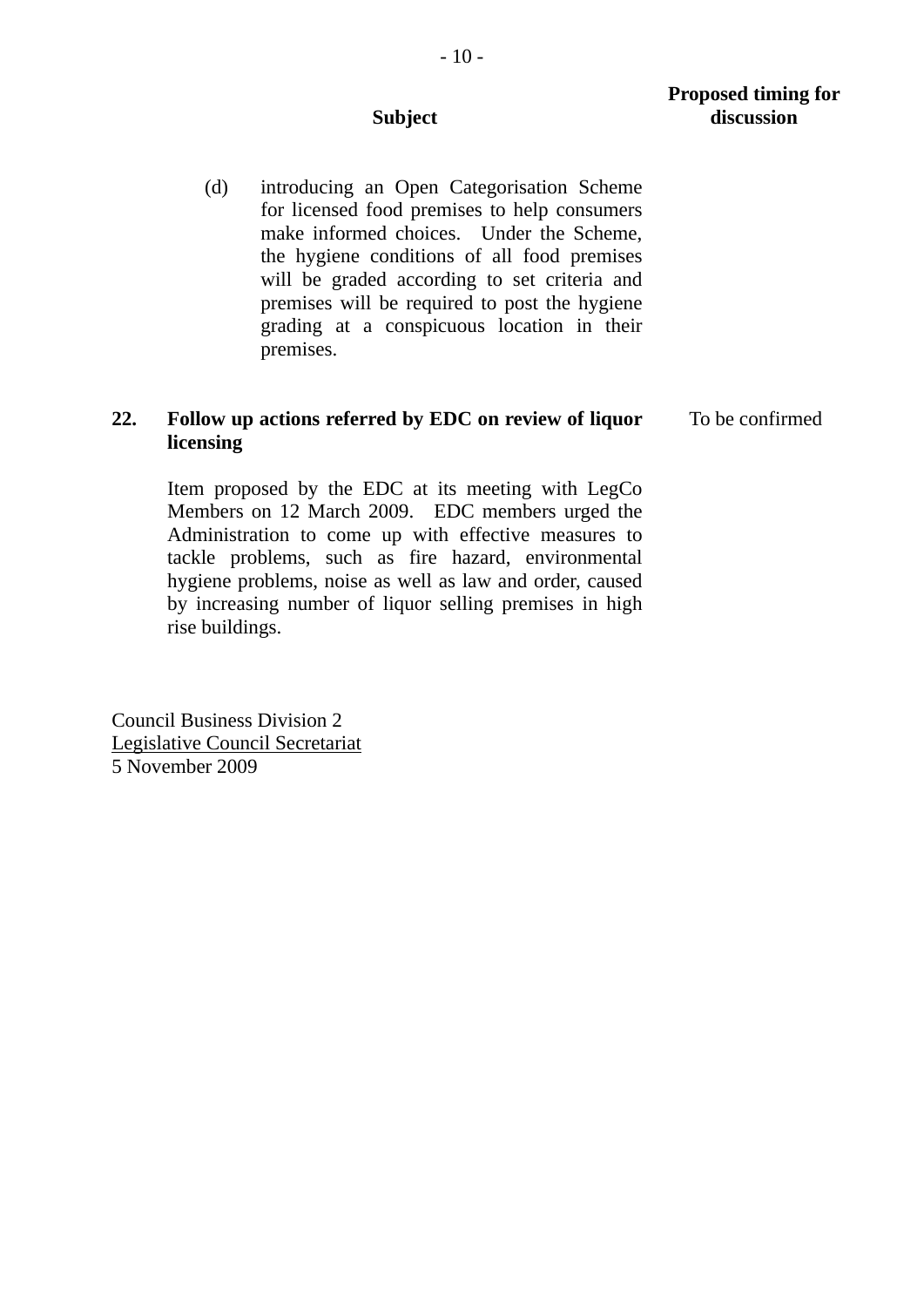| | Subject | Proposed timing for discussion |
|---|---|---|
| | (d) introducing an Open Categorisation Scheme for licensed food premises to help consumers make informed choices. Under the Scheme, the hygiene conditions of all food premises will be graded according to set criteria and premises will be required to post the hygiene grading at a conspicuous location in their premises. | |
| **22.** | **Follow up actions referred by EDC on review of liquor licensing**<br><br>Item proposed by the EDC at its meeting with LegCo Members on 12 March 2009. EDC members urged the Administration to come up with effective measures to tackle problems, such as fire hazard, environmental hygiene problems, noise as well as law and order, caused by increasing number of liquor selling premises in high rise buildings. | To be confirmed |

Council Business Division 2
Legislative Council Secretariat
5 November 2009